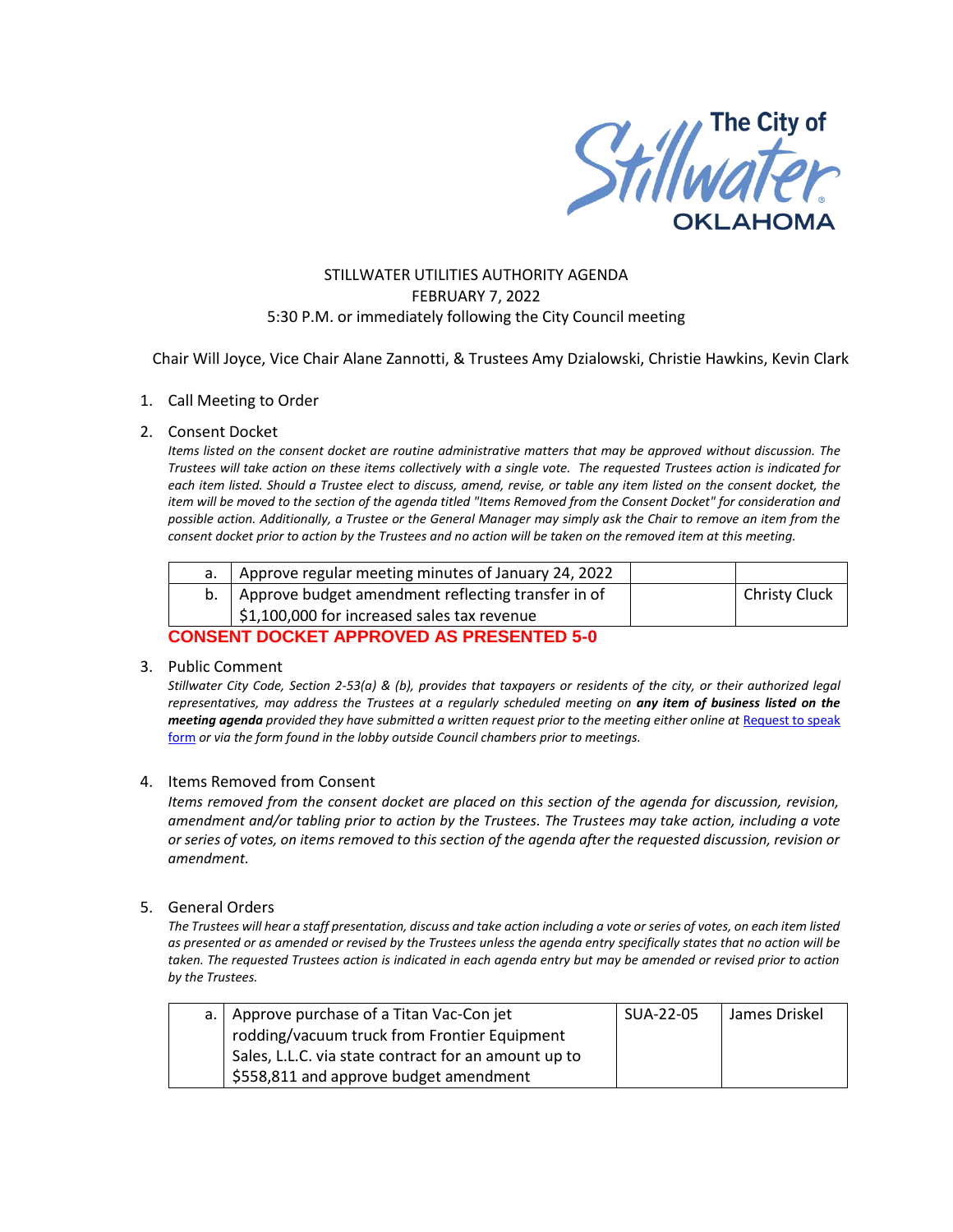The City of Stillwater OKLAHOMA

STILLWATER UTILITIES AUTHORITY AGENDA
FEBRUARY 7, 2022
5:30 P.M. or immediately following the City Council meeting

Chair Will Joyce, Vice Chair Alane Zannotti, & Trustees Amy Dzialowski, Christie Hawkins, Kevin Clark

1. Call Meeting to Order

2. Consent Docket

*Items listed on the consent docket are routine administrative matters that may be approved without discussion. The Trustees will take action on these items collectively with a single vote. The requested Trustees action is indicated for each item listed. Should a Trustee elect to discuss, amend, revise, or table any item listed on the consent docket, the item will be moved to the section of the agenda titled "Items Removed from the Consent Docket" for consideration and possible action. Additionally, a Trustee or the General Manager may simply ask the Chair to remove an item from the consent docket prior to action by the Trustees and no action will be taken on the removed item at this meeting.*

| | | | |
|---|---|---|---|
| a. | Approve regular meeting minutes of January 24, 2022 | | |
| b. | Approve budget amendment reflecting transfer in of $1,100,000 for increased sales tax revenue | | Christy Cluck |

**CONSENT DOCKET APPROVED AS PRESENTED 5-0**

3. Public Comment

*Stillwater City Code, Section 2-53(a) & (b), provides that taxpayers or residents of the city, or their authorized legal representatives, may address the Trustees at a regularly scheduled meeting on* ***any item of business listed on the meeting agenda*** *provided they have submitted a written request prior to the meeting either online at* [Request to speak form](#) *or via the form found in the lobby outside Council chambers prior to meetings.*

4. Items Removed from Consent

*Items removed from the consent docket are placed on this section of the agenda for discussion, revision, amendment and/or tabling prior to action by the Trustees. The Trustees may take action, including a vote or series of votes, on items removed to this section of the agenda after the requested discussion, revision or amendment.*

5. General Orders

*The Trustees will hear a staff presentation, discuss and take action including a vote or series of votes, on each item listed as presented or as amended or revised by the Trustees unless the agenda entry specifically states that no action will be taken. The requested Trustees action is indicated in each agenda entry but may be amended or revised prior to action by the Trustees.*

| | | | |
|---|---|---|---|
| a. | Approve purchase of a Titan Vac-Con jet rodding/vacuum truck from Frontier Equipment Sales, L.L.C. via state contract for an amount up to $558,811 and approve budget amendment | SUA-22-05 | James Driskel |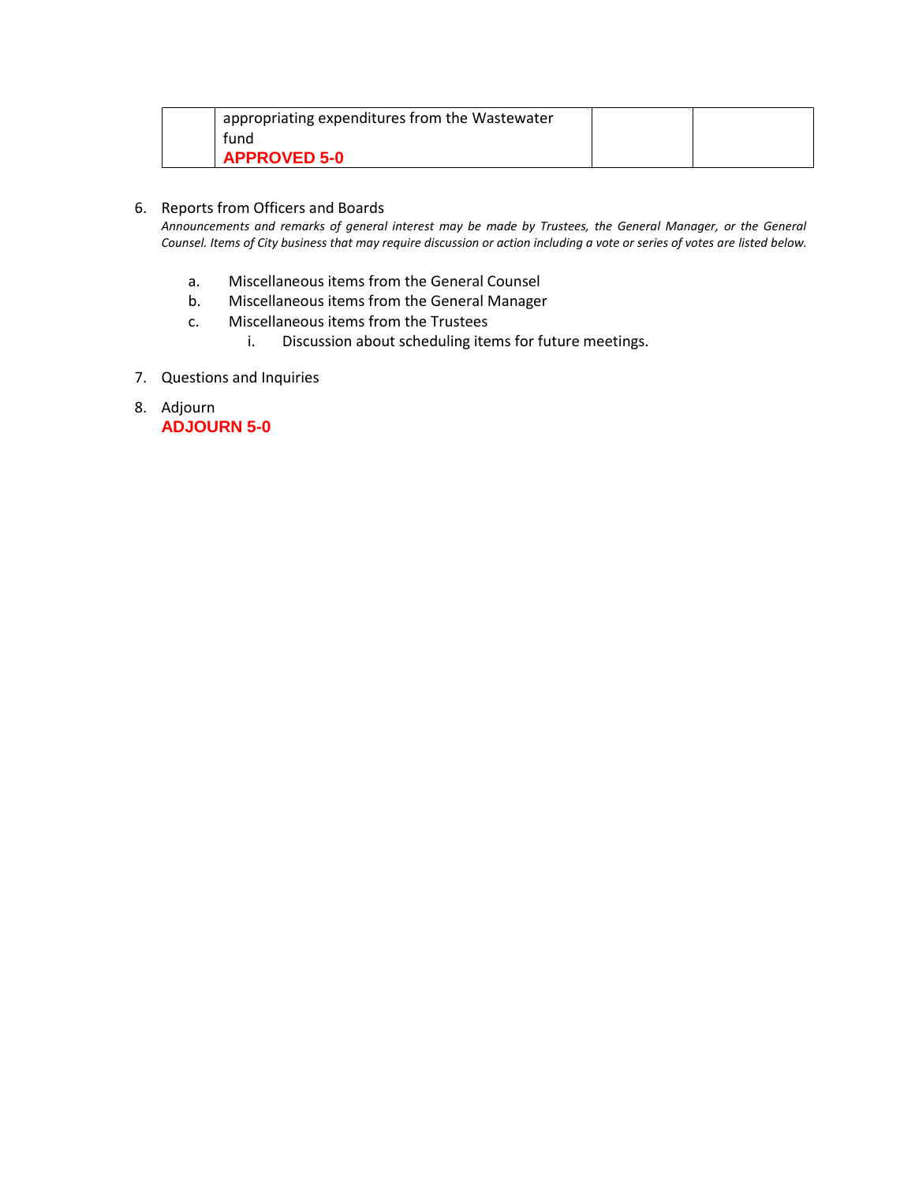| | | | |
|---|---|---|---|
| | appropriating expenditures from the Wastewater fund<br>**APPROVED 5-0** | | |

6. Reports from Officers and Boards
   *Announcements and remarks of general interest may be made by Trustees, the General Manager, or the General Counsel. Items of City business that may require discussion or action including a vote or series of votes are listed below.*

   a. Miscellaneous items from the General Counsel
   b. Miscellaneous items from the General Manager
   c. Miscellaneous items from the Trustees
      i. Discussion about scheduling items for future meetings.

7. Questions and Inquiries

8. Adjourn
   **ADJOURN 5-0**